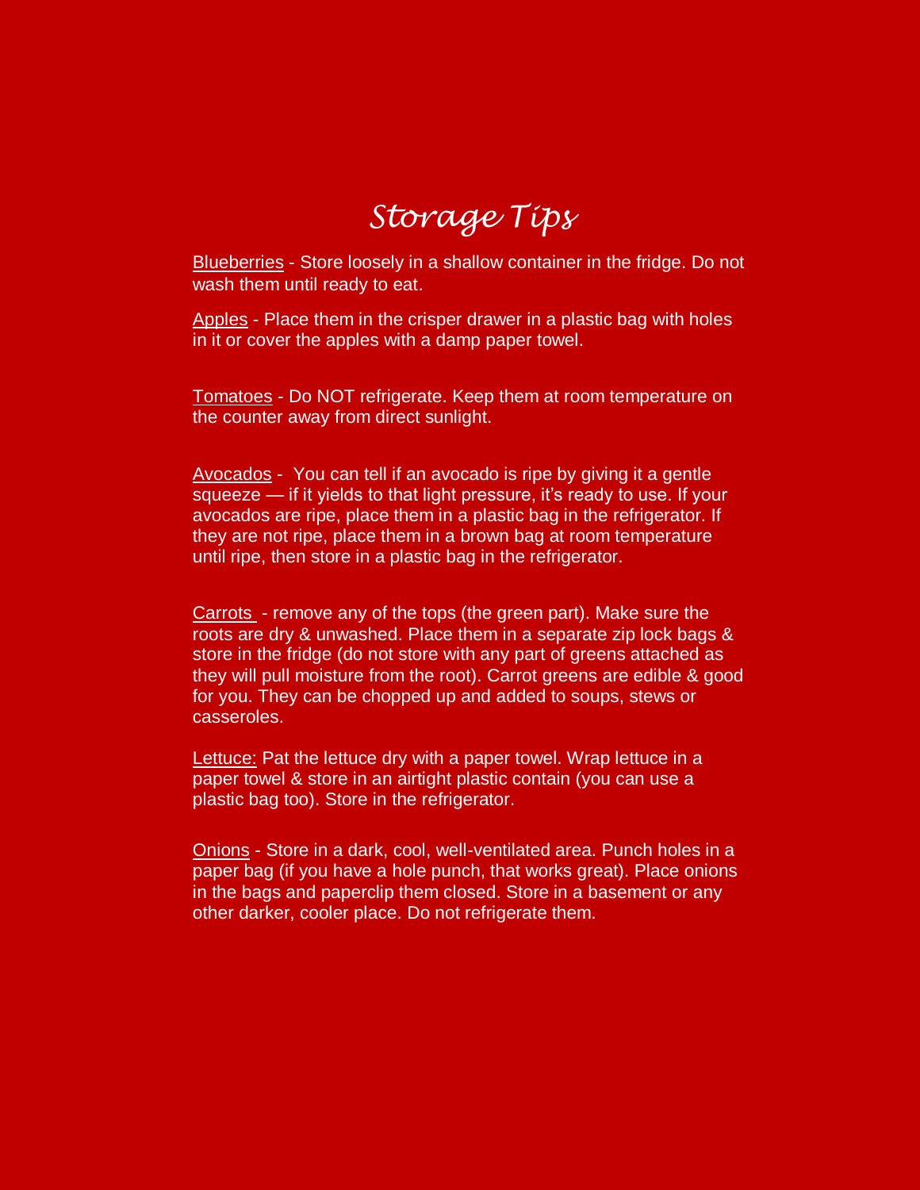# Storage Tips

Blueberries - Store loosely in a shallow container in the fridge. Do not wash them until ready to eat.

Apples - Place them in the crisper drawer in a plastic bag with holes in it or cover the apples with a damp paper towel.

Tomatoes - Do NOT refrigerate. Keep them at room temperature on the counter away from direct sunlight.

Avocados - You can tell if an avocado is ripe by giving it a gentle squeeze — if it yields to that light pressure, it's ready to use. If your avocados are ripe, place them in a plastic bag in the refrigerator. If they are not ripe, place them in a brown bag at room temperature until ripe, then store in a plastic bag in the refrigerator.

Carrots - remove any of the tops (the green part). Make sure the roots are dry & unwashed. Place them in a separate zip lock bags & store in the fridge (do not store with any part of greens attached as they will pull moisture from the root). Carrot greens are edible & good for you. They can be chopped up and added to soups, stews or casseroles.

Lettuce: Pat the lettuce dry with a paper towel. Wrap lettuce in a paper towel & store in an airtight plastic contain (you can use a plastic bag too). Store in the refrigerator.

Onions - Store in a dark, cool, well-ventilated area. Punch holes in a paper bag (if you have a hole punch, that works great). Place onions in the bags and paperclip them closed. Store in a basement or any other darker, cooler place. Do not refrigerate them.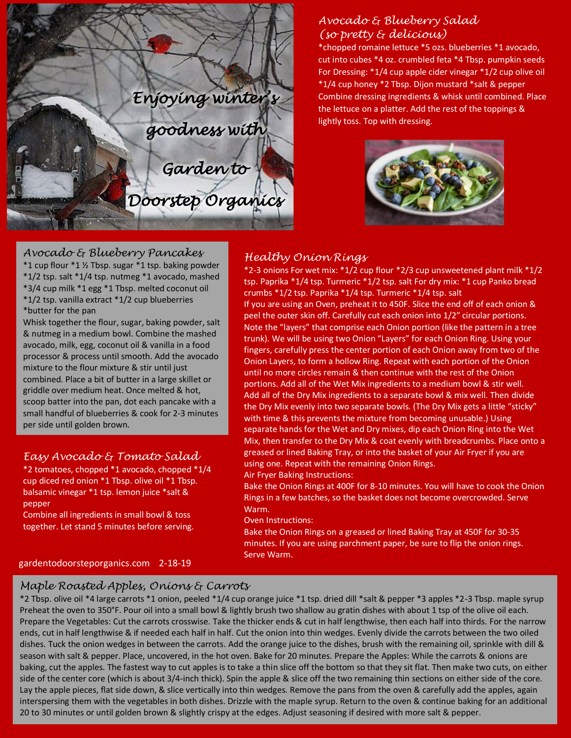# Enjoying winter's goodness with Garden to Doorstep Organics

## Avocado & Blueberry Salad (so pretty & delicious)

*chopped romaine lettuce *5 ozs. blueberries *1 avocado, cut into cubes *4 oz. crumbled feta *4 Tbsp. pumpkin seeds For Dressing: *1/4 cup apple cider vinegar *1/2 cup olive oil *1/4 cup honey *2 Tbsp. Dijon mustard *salt & pepper Combine dressing ingredients & whisk until combined. Place the lettuce on a platter. Add the rest of the toppings & lightly toss. Top with dressing.

## Avocado & Blueberry Pancakes

*1 cup flour *1 ½ Tbsp. sugar *1 tsp. baking powder *1/2 tsp. salt *1/4 tsp. nutmeg *1 avocado, mashed *3/4 cup milk *1 egg *1 Tbsp. melted coconut oil *1/2 tsp. vanilla extract *1/2 cup blueberries *butter for the pan

Whisk together the flour, sugar, baking powder, salt & nutmeg in a medium bowl. Combine the mashed avocado, milk, egg, coconut oil & vanilla in a food processor & process until smooth. Add the avocado mixture to the flour mixture & stir until just combined. Place a bit of butter in a large skillet or griddle over medium heat. Once melted & hot, scoop batter into the pan, dot each pancake with a small handful of blueberries & cook for 2-3 minutes per side until golden brown.

## Easy Avocado & Tomato Salad

*2 tomatoes, chopped *1 avocado, chopped *1/4 cup diced red onion *1 Tbsp. olive oil *1 Tbsp. balsamic vinegar *1 tsp. lemon juice *salt & pepper

Combine all ingredients in small bowl & toss together. Let stand 5 minutes before serving.

## Healthy Onion Rings

*2-3 onions For wet mix: *1/2 cup flour *2/3 cup unsweetened plant milk *1/2 tsp. Paprika *1/4 tsp. Turmeric *1/2 tsp. salt For dry mix: *1 cup Panko bread crumbs *1/2 tsp. Paprika *1/4 tsp. Turmeric *1/4 tsp. salt

If you are using an Oven, preheat it to 450F. Slice the end off of each onion & peel the outer skin off. Carefully cut each onion into 1/2" circular portions. Note the "layers" that comprise each Onion portion (like the pattern in a tree trunk). We will be using two Onion "Layers" for each Onion Ring. Using your fingers, carefully press the center portion of each Onion away from two of the Onion Layers, to form a hollow Ring. Repeat with each portion of the Onion until no more circles remain & then continue with the rest of the Onion portions. Add all of the Wet Mix ingredients to a medium bowl & stir well. Add all of the Dry Mix ingredients to a separate bowl & mix well. Then divide the Dry Mix evenly into two separate bowls. (The Dry Mix gets a little "sticky" with time & this prevents the mixture from becoming unusable.) Using separate hands for the Wet and Dry mixes, dip each Onion Ring into the Wet Mix, then transfer to the Dry Mix & coat evenly with breadcrumbs. Place onto a greased or lined Baking Tray, or into the basket of your Air Fryer if you are using one. Repeat with the remaining Onion Rings.

Air Fryer Baking Instructions:

Bake the Onion Rings at 400F for 8-10 minutes. You will have to cook the Onion Rings in a few batches, so the basket does not become overcrowded. Serve Warm.

Oven Instructions:

Bake the Onion Rings on a greased or lined Baking Tray at 450F for 30-35 minutes. If you are using parchment paper, be sure to flip the onion rings. Serve Warm.

gardentodoorsteporganics.com 2-18-19

## Maple Roasted Apples, Onions & Carrots

*2 Tbsp. olive oil *4 large carrots *1 onion, peeled *1/4 cup orange juice *1 tsp. dried dill *salt & pepper *3 apples *2-3 Tbsp. maple syrup Preheat the oven to 350°F. Pour oil into a small bowl & lightly brush two shallow au gratin dishes with about 1 tsp of the olive oil each. Prepare the Vegetables: Cut the carrots crosswise. Take the thicker ends & cut in half lengthwise, then each half into thirds. For the narrow ends, cut in half lengthwise & if needed each half in half. Cut the onion into thin wedges. Evenly divide the carrots between the two oiled dishes. Tuck the onion wedges in between the carrots. Add the orange juice to the dishes, brush with the remaining oil, sprinkle with dill & season with salt & pepper. Place, uncovered, in the hot oven. Bake for 20 minutes. Prepare the Apples: While the carrots & onions are baking, cut the apples. The fastest way to cut apples is to take a thin slice off the bottom so that they sit flat. Then make two cuts, on either side of the center core (which is about 3/4-inch thick). Spin the apple & slice off the two remaining thin sections on either side of the core. Lay the apple pieces, flat side down, & slice vertically into thin wedges. Remove the pans from the oven & carefully add the apples, again interspersing them with the vegetables in both dishes. Drizzle with the maple syrup. Return to the oven & continue baking for an additional 20 to 30 minutes or until golden brown & slightly crispy at the edges. Adjust seasoning if desired with more salt & pepper.